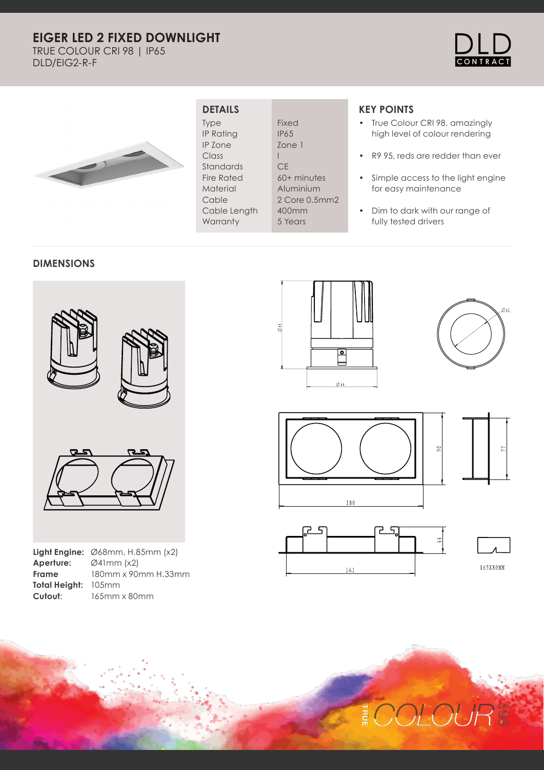# EIGER LED 2 FIXED DOWNLIGHT

TRUE COLOUR CRI 98 | IP65

DLD/EIG2-R-F

## DETAILS

| | |
|---|---|
| Type | Fixed |
| IP Rating | IP65 |
| IP Zone | Zone 1 |
| Class | I |
| Standards | CE |
| Fire Rated | 60+ minutes |
| Material | Aluminium |
| Cable | 2 Core 0.5mm2 |
| Cable Length | 400mm |
| Warranty | 5 Years |

## KEY POINTS

- True Colour CRI 98, amazingly high level of colour rendering
- R9 95, reds are redder than ever
- Simple access to the light engine for easy maintenance
- Dim to dark with our range of fully tested drivers

## DIMENSIONS

**Light Engine:** Ø68mm, H.85mm (x2)
**Aperture:** Ø41mm (x2)
**Frame** 180mm x 90mm H.33mm
**Total Height:** 105mm
**Cutout**: 165mm x 80mm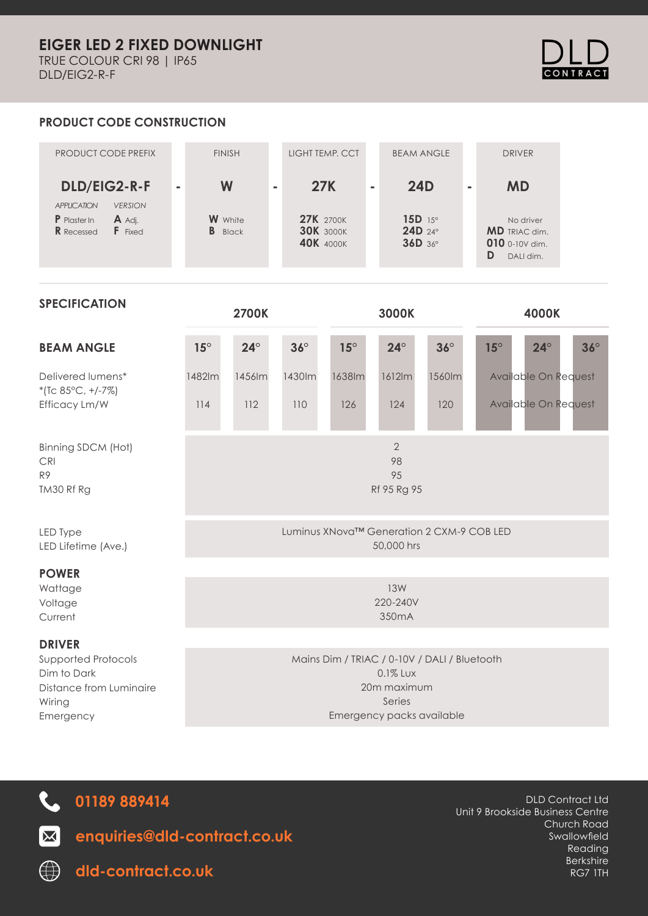# EIGER LED 2 FIXED DOWNLIGHT

TRUE COLOUR CRI 98 | IP65
DLD/EIG2-R-F

DLD CONTRACT

## PRODUCT CODE CONSTRUCTION

| PRODUCT CODE PREFIX | | FINISH | | LIGHT TEMP. CCT | | BEAM ANGLE | | DRIVER |
|---|---|---|---|---|---|---|---|---|
| **DLD/EIG2-R-F** | - | **W** | - | **27K** | - | **24D** | - | **MD** |
| *APPLICATION* **P** Plaster In, **R** Recessed; *VERSION* **A** Adj., **F** Fixed | | **W** White, **B** Black | | **27K** 2700K, **30K** 3000K, **40K** 4000K | | **15D** 15°, **24D** 24°, **36D** 36° | | No driver, **MD** TRIAC dim., **010** 0-10V dim., **D** DALI dim. |

## SPECIFICATION

| | 2700K | | | 3000K | | | 4000K | | |
|---|---|---|---|---|---|---|---|---|---|
| **BEAM ANGLE** | 15° | 24° | 36° | 15° | 24° | 36° | 15° | 24° | 36° |
| Delivered lumens* *(Tc 85°C, +/-7%) | 1482lm | 1456lm | 1430lm | 1638lm | 1612lm | 1560lm | Available On Request | | |
| Efficacy Lm/W | 114 | 112 | 110 | 126 | 124 | 120 | Available On Request | | |
| Binning SDCM (Hot) | 2 | | | | | | | | |
| CRI | 98 | | | | | | | | |
| R9 | 95 | | | | | | | | |
| TM30 Rf Rg | Rf 95 Rg 95 | | | | | | | | |
| LED Type | Luminus XNova™ Generation 2 CXM-9 COB LED | | | | | | | | |
| LED Lifetime (Ave.) | 50,000 hrs | | | | | | | | |
| **POWER** | | | | | | | | | |
| Wattage | 13W | | | | | | | | |
| Voltage | 220-240V | | | | | | | | |
| Current | 350mA | | | | | | | | |
| **DRIVER** | | | | | | | | | |
| Supported Protocols | Mains Dim / TRIAC / 0-10V / DALI / Bluetooth | | | | | | | | |
| Dim to Dark | 0.1% Lux | | | | | | | | |
| Distance from Luminaire | 20m maximum | | | | | | | | |
| Wiring | Series | | | | | | | | |
| Emergency | Emergency packs available | | | | | | | | |

01189 889414

enquiries@dld-contract.co.uk

dld-contract.co.uk

DLD Contract Ltd
Unit 9 Brookside Business Centre
Church Road
Swallowfield
Reading
Berkshire
RG7 1TH